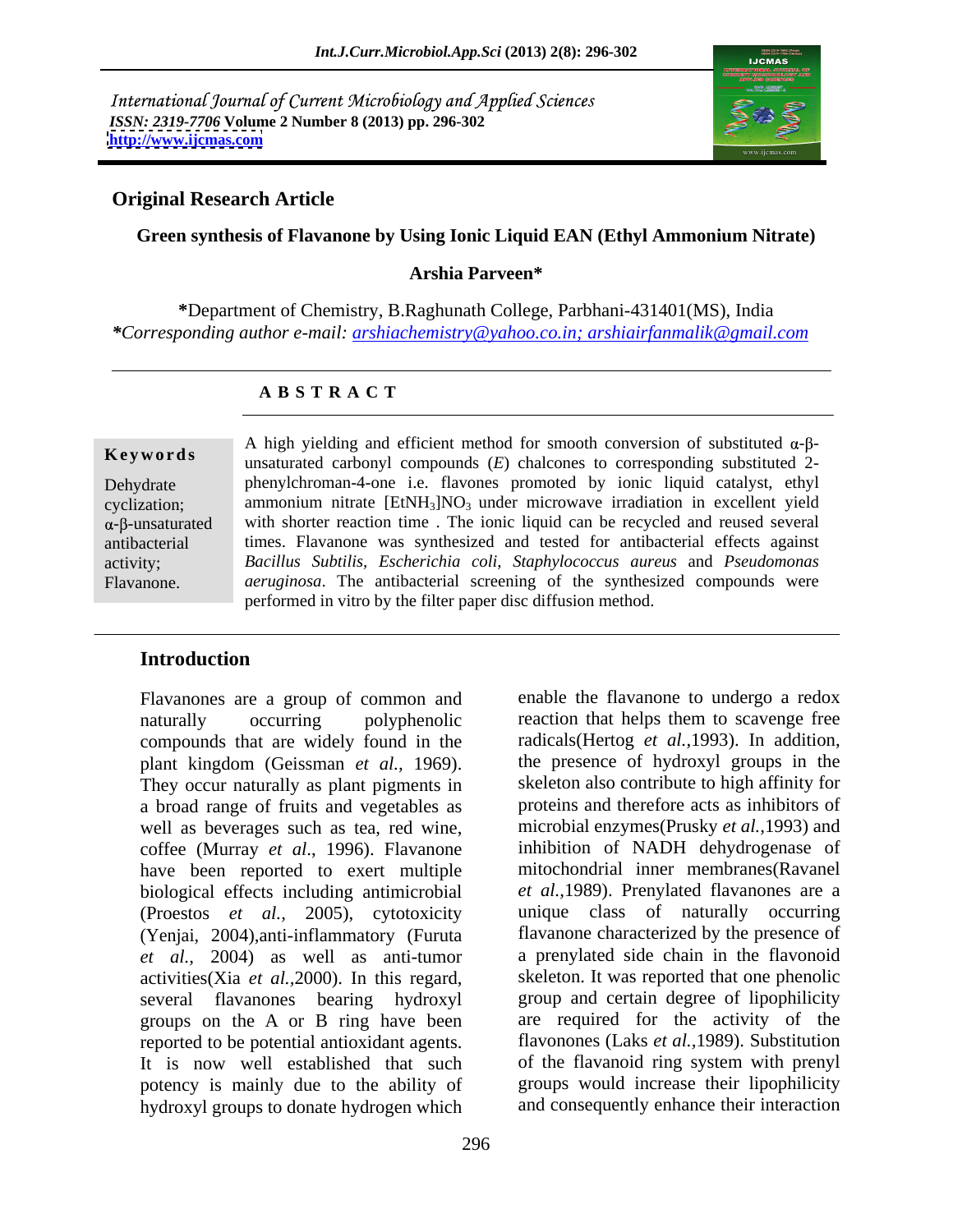International Journal of Current Microbiology and Applied Sciences
*ISSN: 2319-7706* **Volume 2 Number 8 (2013) pp. 296-302**
**http://www.ijcmas.com**

**Original Research Article**

# Green synthesis of Flavanone by Using Ionic Liquid EAN (Ethyl Ammonium Nitrate)

**Arshia Parveen***

***Department of Chemistry, B.Raghunath College, Parbhani-431401(MS), India**
****Corresponding author e-mail:** *arshiachemistry@yahoo.co.in; arshiairfanmalik@gmail.com*

## ABSTRACT

**Keywords**

Dehydrate cyclization; α-β-unsaturated antibacterial activity; Flavanone.

A high yielding and efficient method for smooth conversion of substituted α-β-unsaturated carbonyl compounds (*E*) chalcones to corresponding substituted 2-phenylchroman-4-one i.e. flavones promoted by ionic liquid catalyst, ethyl ammonium nitrate $[EtNH_3]NO_3$ under microwave irradiation in excellent yield with shorter reaction time . The ionic liquid can be recycled and reused several times. Flavanone was synthesized and tested for antibacterial effects against *Bacillus Subtilis*, *Escherichia coli*, *Staphylococcus aureus* and *Pseudomonas aeruginosa*. The antibacterial screening of the synthesized compounds were performed in vitro by the filter paper disc diffusion method.

## Introduction

Flavanones are a group of common and naturally occurring polyphenolic compounds that are widely found in the plant kingdom (Geissman *et al.,* 1969). They occur naturally as plant pigments in a broad range of fruits and vegetables as well as beverages such as tea, red wine, coffee (Murray *et al*., 1996). Flavanone have been reported to exert multiple biological effects including antimicrobial (Proestos *et al.,* 2005), cytotoxicity (Yenjai, 2004),anti-inflammatory (Furuta *et al.,* 2004) as well as anti-tumor activities(Xia *et al.,*2000). In this regard, several flavanones bearing hydroxyl groups on the A or B ring have been reported to be potential antioxidant agents. It is now well established that such potency is mainly due to the ability of hydroxyl groups to donate hydrogen which enable the flavanone to undergo a redox reaction that helps them to scavenge free radicals(Hertog *et al.,*1993). In addition, the presence of hydroxyl groups in the skeleton also contribute to high affinity for proteins and therefore acts as inhibitors of microbial enzymes(Prusky *et al.,*1993) and inhibition of NADH dehydrogenase of mitochondrial inner membranes(Ravanel *et al.,*1989). Prenylated flavanones are a unique class of naturally occurring flavanone characterized by the presence of a prenylated side chain in the flavonoid skeleton. It was reported that one phenolic group and certain degree of lipophilicity are required for the activity of the flavonones (Laks *et al.,*1989). Substitution of the flavanoid ring system with prenyl groups would increase their lipophilicity and consequently enhance their interaction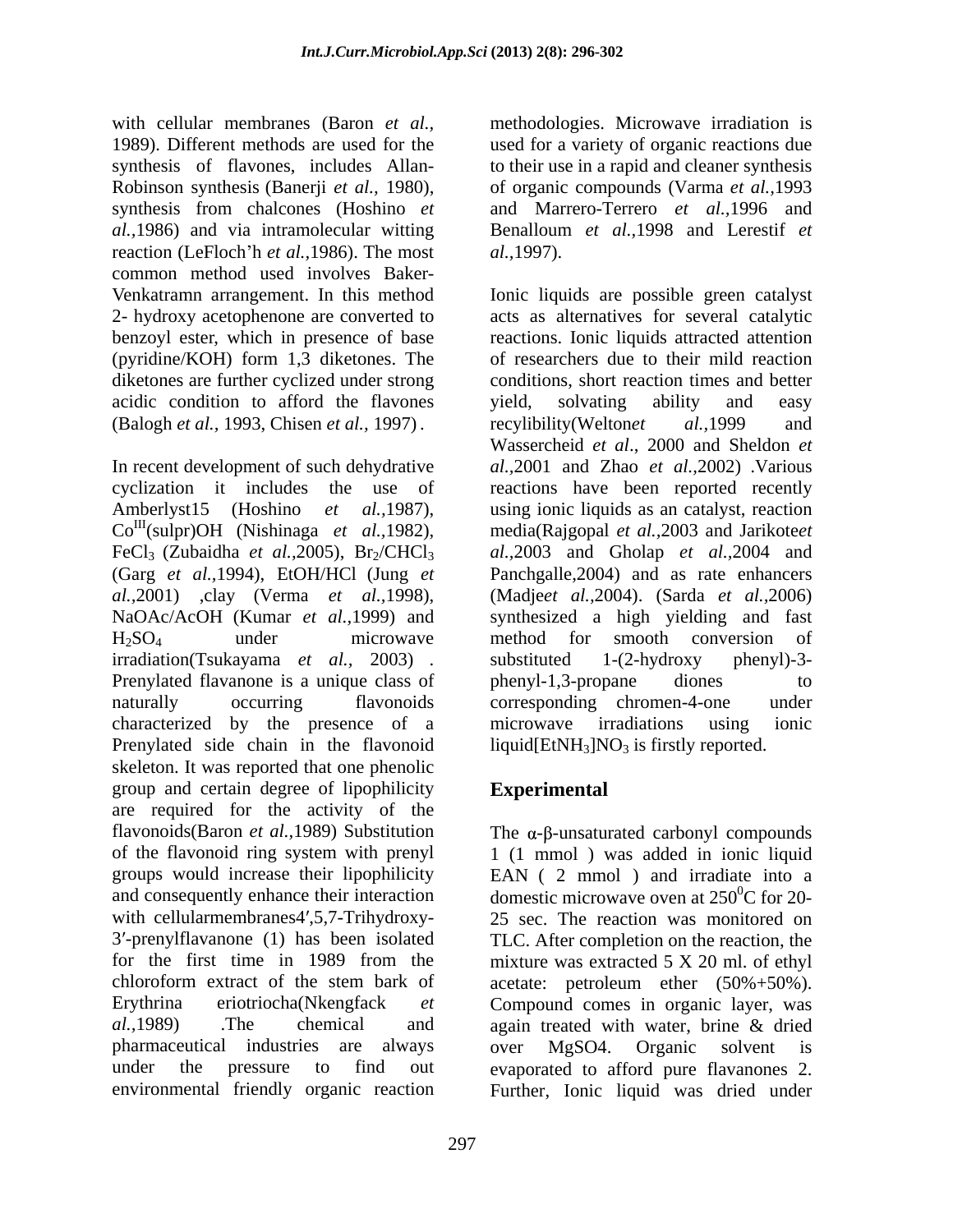with cellular membranes (Baron *et al.,* 1989). Different methods are used for the synthesis of flavones, includes Allan-Robinson synthesis (Banerji *et al.,* 1980), synthesis from chalcones (Hoshino *et al.,*1986) and via intramolecular witting reaction (LeFloch'h *et al.,*1986). The most common method used involves Baker-Venkatramn arrangement. In this method 2- hydroxy acetophenone are converted to benzoyl ester, which in presence of base (pyridine/KOH) form 1,3 diketones. The diketones are further cyclized under strong acidic condition to afford the flavones (Balogh *et al.,* 1993, Chisen *et al.,* 1997) .

In recent development of such dehydrative cyclization it includes the use of Amberlyst15 (Hoshino *et al.,*1987), $Co^{III}$(sulpr)OH (Nishinaga *et al.,*1982), $FeCl_3$ (Zubaidha *et al.,*2005), $Br_2/CHCl_3$ (Garg *et al.,*1994), EtOH/HCl (Jung *et al.,*2001) ,clay (Verma *et al.,*1998), NaOAc/AcOH (Kumar *et al.,*1999) and $H_2SO_4$ under microwave irradiation(Tsukayama *et al.,* 2003) . Prenylated flavanone is a unique class of naturally occurring flavonoids characterized by the presence of a Prenylated side chain in the flavonoid skeleton. It was reported that one phenolic group and certain degree of lipophilicity are required for the activity of the flavonoids(Baron *et al.,*1989) Substitution of the flavonoid ring system with prenyl groups would increase their lipophilicity and consequently enhance their interaction with cellularmembranes4′,5,7-Trihydroxy-3′-prenylflavanone (1) has been isolated for the first time in 1989 from the chloroform extract of the stem bark of Erythrina eriotriocha(Nkengfack *et al.,*1989) .The chemical and pharmaceutical industries are always under the pressure to find out environmental friendly organic reaction methodologies. Microwave irradiation is used for a variety of organic reactions due to their use in a rapid and cleaner synthesis of organic compounds (Varma *et al.,*1993 and Marrero-Terrero *et al.,*1996 and Benalloum *et al.,*1998 and Lerestif *et al.,*1997).

Ionic liquids are possible green catalyst acts as alternatives for several catalytic reactions. Ionic liquids attracted attention of researchers due to their mild reaction conditions, short reaction times and better yield, solvating ability and easy recylibility(Welton*et al.,*1999 and Wasserscheid *et al*., 2000 and Sheldon *et al.,*2001 and Zhao *et al.,*2002) .Various reactions have been reported recently using ionic liquids as an catalyst, reaction media(Rajgopal *et al.,*2003 and Jarikote*et al.,*2003 and Gholap *et al.,*2004 and Panchgalle,2004) and as rate enhancers (Madje*et al.,*2004). (Sarda *et al.,*2006) synthesized a high yielding and fast method for smooth conversion of substituted 1-(2-hydroxy phenyl)-3-phenyl-1,3-propane diones to corresponding chromen-4-one under microwave irradiations using ionic liquid$[EtNH_3]NO_3$ is firstly reported.

## Experimental

The α-β-unsaturated carbonyl compounds 1 (1 mmol ) was added in ionic liquid EAN ( 2 mmol ) and irradiate into a domestic microwave oven at $250^0$C for 20-25 sec. The reaction was monitored on TLC. After completion on the reaction, the mixture was extracted 5 X 20 ml. of ethyl acetate: petroleum ether (50%+50%). Compound comes in organic layer, was again treated with water, brine & dried over MgSO4. Organic solvent is evaporated to afford pure flavanones 2. Further, Ionic liquid was dried under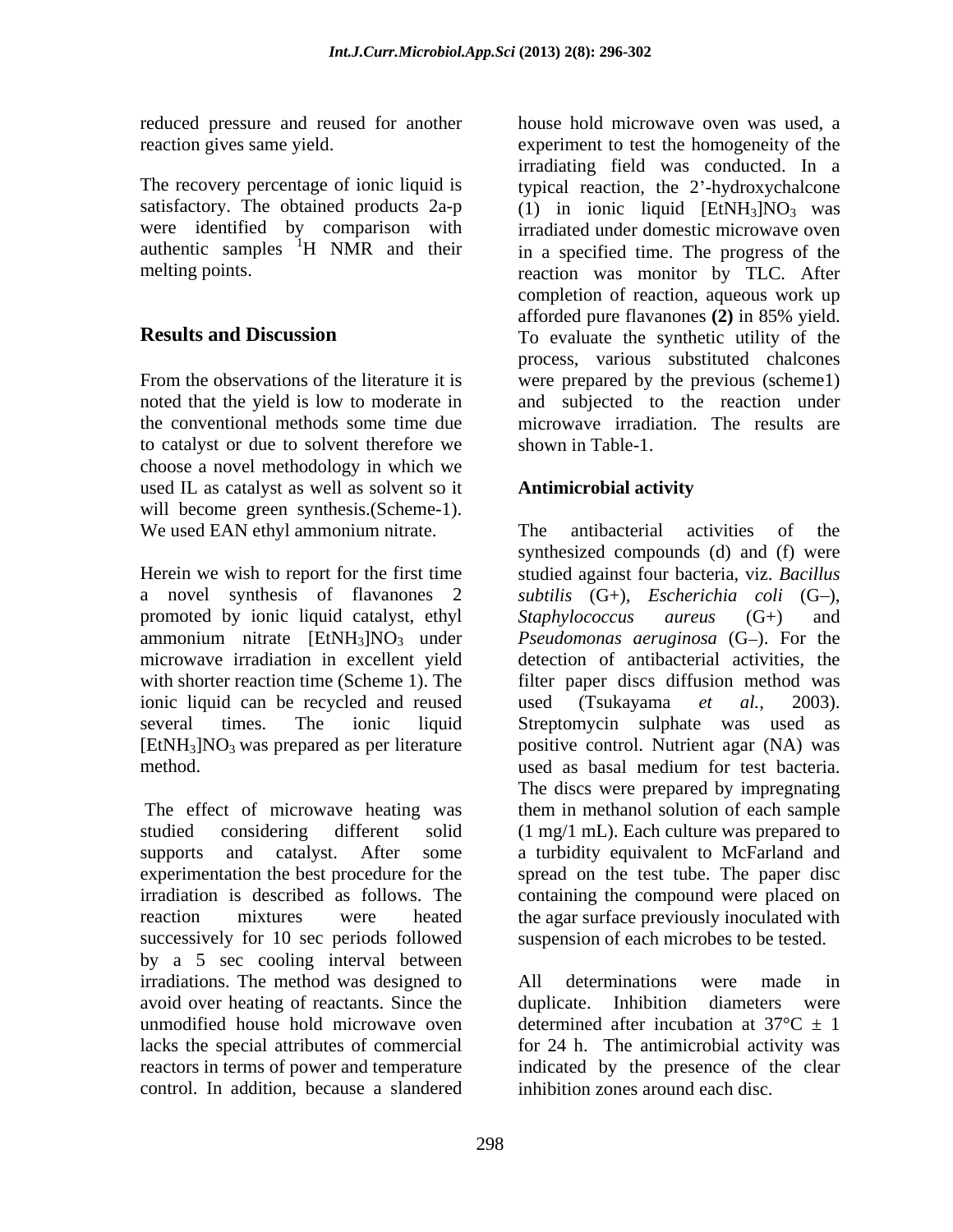reduced pressure and reused for another reaction gives same yield.

The recovery percentage of ionic liquid is satisfactory. The obtained products 2a-p were identified by comparison with authentic samples $^{1}H$ NMR and their melting points.

## Results and Discussion

From the observations of the literature it is noted that the yield is low to moderate in the conventional methods some time due to catalyst or due to solvent therefore we choose a novel methodology in which we used IL as catalyst as well as solvent so it will become green synthesis.(Scheme-1). We used EAN ethyl ammonium nitrate.

Herein we wish to report for the first time a novel synthesis of flavanones 2 promoted by ionic liquid catalyst, ethyl ammonium nitrate $[EtNH_3]NO_3$ under microwave irradiation in excellent yield with shorter reaction time (Scheme 1). The ionic liquid can be recycled and reused several times. The ionic liquid $[EtNH_3]NO_3$ was prepared as per literature method.

The effect of microwave heating was studied considering different solid supports and catalyst. After some experimentation the best procedure for the irradiation is described as follows. The reaction mixtures were heated successively for 10 sec periods followed by a 5 sec cooling interval between irradiations. The method was designed to avoid over heating of reactants. Since the unmodified house hold microwave oven lacks the special attributes of commercial reactors in terms of power and temperature control. In addition, because a slandered house hold microwave oven was used, a experiment to test the homogeneity of the irradiating field was conducted. In a typical reaction, the 2'-hydroxychalcone (1) in ionic liquid $[EtNH_3]NO_3$ was irradiated under domestic microwave oven in a specified time. The progress of the reaction was monitor by TLC. After completion of reaction, aqueous work up afforded pure flavanones **(2)** in 85% yield. To evaluate the synthetic utility of the process, various substituted chalcones were prepared by the previous (scheme1) and subjected to the reaction under microwave irradiation. The results are shown in Table-1.

### Antimicrobial activity

The antibacterial activities of the synthesized compounds (d) and (f) were studied against four bacteria, viz. *Bacillus subtilis* (G+), *Escherichia coli* (G–), *Staphylococcus aureus* (G+) and *Pseudomonas aeruginosa* (G–). For the detection of antibacterial activities, the filter paper discs diffusion method was used (Tsukayama *et al.,* 2003). Streptomycin sulphate was used as positive control. Nutrient agar (NA) was used as basal medium for test bacteria. The discs were prepared by impregnating them in methanol solution of each sample (1 mg/1 mL). Each culture was prepared to a turbidity equivalent to McFarland and spread on the test tube. The paper disc containing the compound were placed on the agar surface previously inoculated with suspension of each microbes to be tested.

All determinations were made in duplicate. Inhibition diameters were determined after incubation at $37°C \pm 1$ for 24 h. The antimicrobial activity was indicated by the presence of the clear inhibition zones around each disc.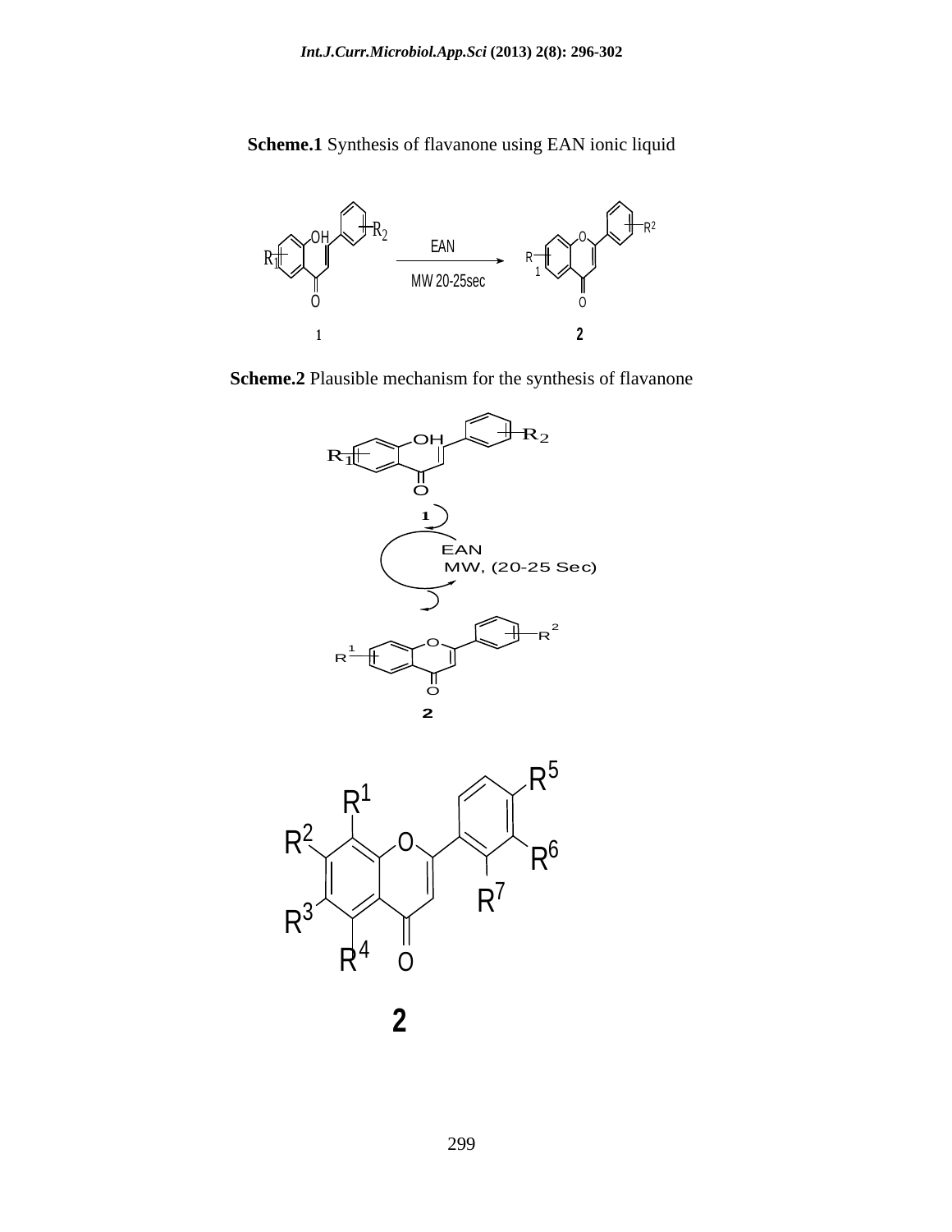**Scheme.1** Synthesis of flavanone using EAN ionic liquid

**Scheme.2** Plausible mechanism for the synthesis of flavanone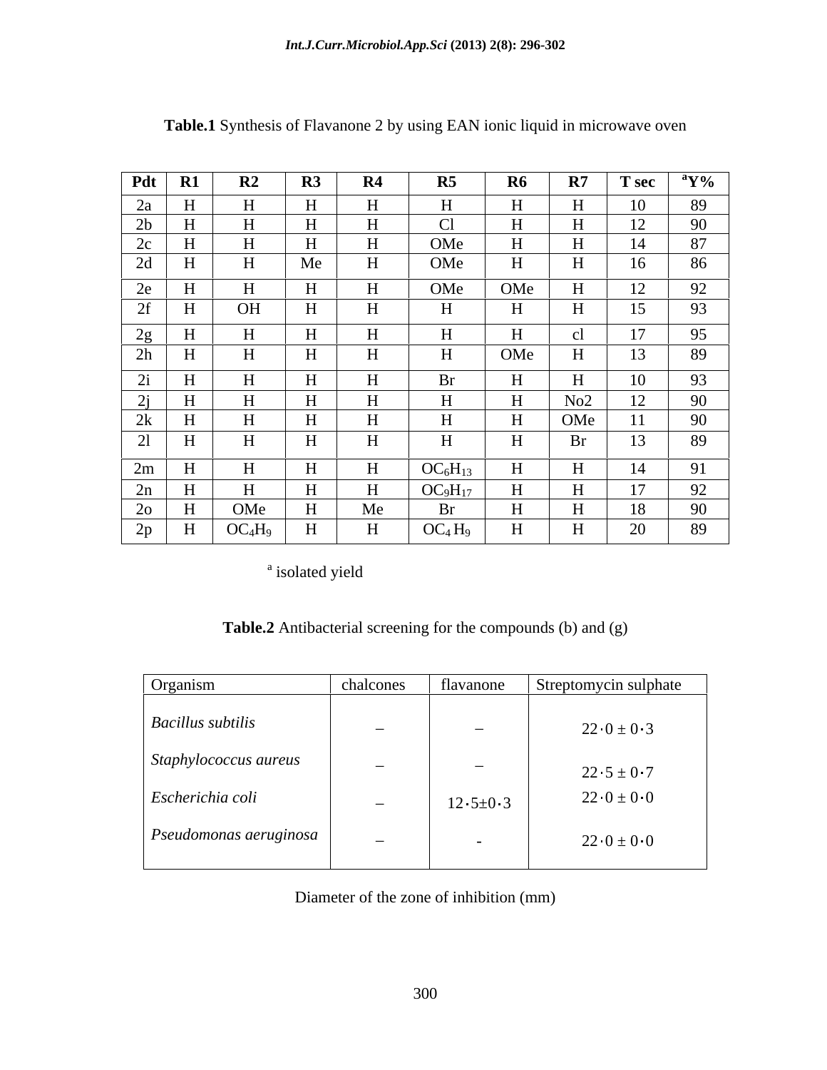**Table.1** Synthesis of Flavanone 2 by using EAN ionic liquid in microwave oven

| Pdt | R1 | R2 | R3 | R4 | R5 | R6 | R7 | T sec | [a]Y% |
|---|---|---|---|---|---|---|---|---|---|
| 2a | H | H | H | H | H | H | H | 10 | 89 |
| 2b | H | H | H | H | Cl | H | H | 12 | 90 |
| 2c | H | H | H | H | OMe | H | H | 14 | 87 |
| 2d | H | H | Me | H | OMe | H | H | 16 | 86 |
| 2e | H | H | H | H | OMe | OMe | H | 12 | 92 |
| 2f | H | OH | H | H | H | H | H | 15 | 93 |
| 2g | H | H | H | H | H | H | cl | 17 | 95 |
| 2h | H | H | H | H | H | OMe | H | 13 | 89 |
| 2i | H | H | H | H | Br | H | H | 10 | 93 |
| 2j | H | H | H | H | H | H | No2 | 12 | 90 |
| 2k | H | H | H | H | H | H | OMe | 11 | 90 |
| 2l | H | H | H | H | H | H | Br | 13 | 89 |
| 2m | H | H | H | H | $OC_6H_{13}$ | H | H | 14 | 91 |
| 2n | H | H | H | H | $OC_9H_{17}$ | H | H | 17 | 92 |
| 2o | H | OMe | H | Me | Br | H | H | 18 | 90 |
| 2p | H | $OC_4H_9$ | H | H | $OC_4H_9$ | H | H | 20 | 89 |

[a] isolated yield

**Table.2** Antibacterial screening for the compounds (b) and (g)

| Organism | chalcones | flavanone | Streptomycin sulphate |
|---|---|---|---|
| *Bacillus subtilis* | – | – | $22{\cdot}0 \pm 0{\cdot}3$ |
| *Staphylococcus aureus* | – | – | $22{\cdot}5 \pm 0{\cdot}7$ |
| *Escherichia coli* | – | $12{\cdot}5{\pm}0{\cdot}3$ | $22{\cdot}0 \pm 0{\cdot}0$ |
| *Pseudomonas aeruginosa* | – | - | $22{\cdot}0 \pm 0{\cdot}0$ |

Diameter of the zone of inhibition (mm)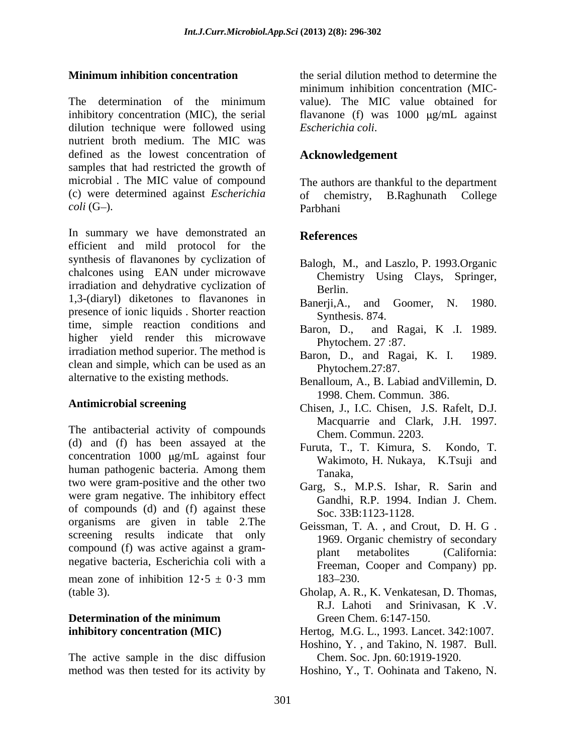**Minimum inhibition concentration**

The determination of the minimum inhibitory concentration (MIC), the serial dilution technique were followed using nutrient broth medium. The MIC was defined as the lowest concentration of samples that had restricted the growth of microbial . The MIC value of compound (c) were determined against *Escherichia coli* (G–).

In summary we have demonstrated an efficient and mild protocol for the synthesis of flavanones by cyclization of chalcones using EAN under microwave irradiation and dehydrative cyclization of 1,3-(diaryl) diketones to flavanones in presence of ionic liquids . Shorter reaction time, simple reaction conditions and higher yield render this microwave irradiation method superior. The method is clean and simple, which can be used as an alternative to the existing methods.

**Antimicrobial screening**

The antibacterial activity of compounds (d) and (f) has been assayed at the concentration 1000 μg/mL against four human pathogenic bacteria. Among them two were gram-positive and the other two were gram negative. The inhibitory effect of compounds (d) and (f) against these organisms are given in table 2.The screening results indicate that only compound (f) was active against a gram-negative bacteria, Escherichia coli with a mean zone of inhibition $12{\cdot}5 \pm 0{\cdot}3$ mm (table 3).

**Determination of the minimum inhibitory concentration (MIC)**

The active sample in the disc diffusion method was then tested for its activity by the serial dilution method to determine the minimum inhibition concentration (MIC-value). The MIC value obtained for flavanone (f) was 1000 μg/mL against *Escherichia coli*.

## Acknowledgement

The authors are thankful to the department of chemistry, B.Raghunath College Parbhani

## References

Balogh, M., and Laszlo, P. 1993.Organic Chemistry Using Clays, Springer, Berlin.

Banerji,A., and Goomer, N. 1980. Synthesis. 874.

Baron, D., and Ragai, K .I. 1989. Phytochem. 27 :87.

Baron, D., and Ragai, K. I. 1989. Phytochem.27:87.

Benalloum, A., B. Labiad andVillemin, D. 1998. Chem. Commun. 386.

Chisen, J., I.C. Chisen, J.S. Rafelt, D.J. Macquarrie and Clark, J.H. 1997. Chem. Commun. 2203.

Furuta, T., T. Kimura, S. Kondo, T. Wakimoto, H. Nukaya, K.Tsuji and Tanaka,

Garg, S., M.P.S. Ishar, R. Sarin and Gandhi, R.P. 1994. Indian J. Chem. Soc. 33B:1123-1128.

Geissman, T. A. , and Crout, D. H. G . 1969. Organic chemistry of secondary plant metabolites (California: Freeman, Cooper and Company) pp. 183–230.

Gholap, A. R., K. Venkatesan, D. Thomas, R.J. Lahoti and Srinivasan, K .V. Green Chem. 6:147-150.

Hertog, M.G. L., 1993. Lancet. 342:1007.

Hoshino, Y. , and Takino, N. 1987. Bull. Chem. Soc. Jpn. 60:1919-1920.

Hoshino, Y., T. Oohinata and Takeno, N.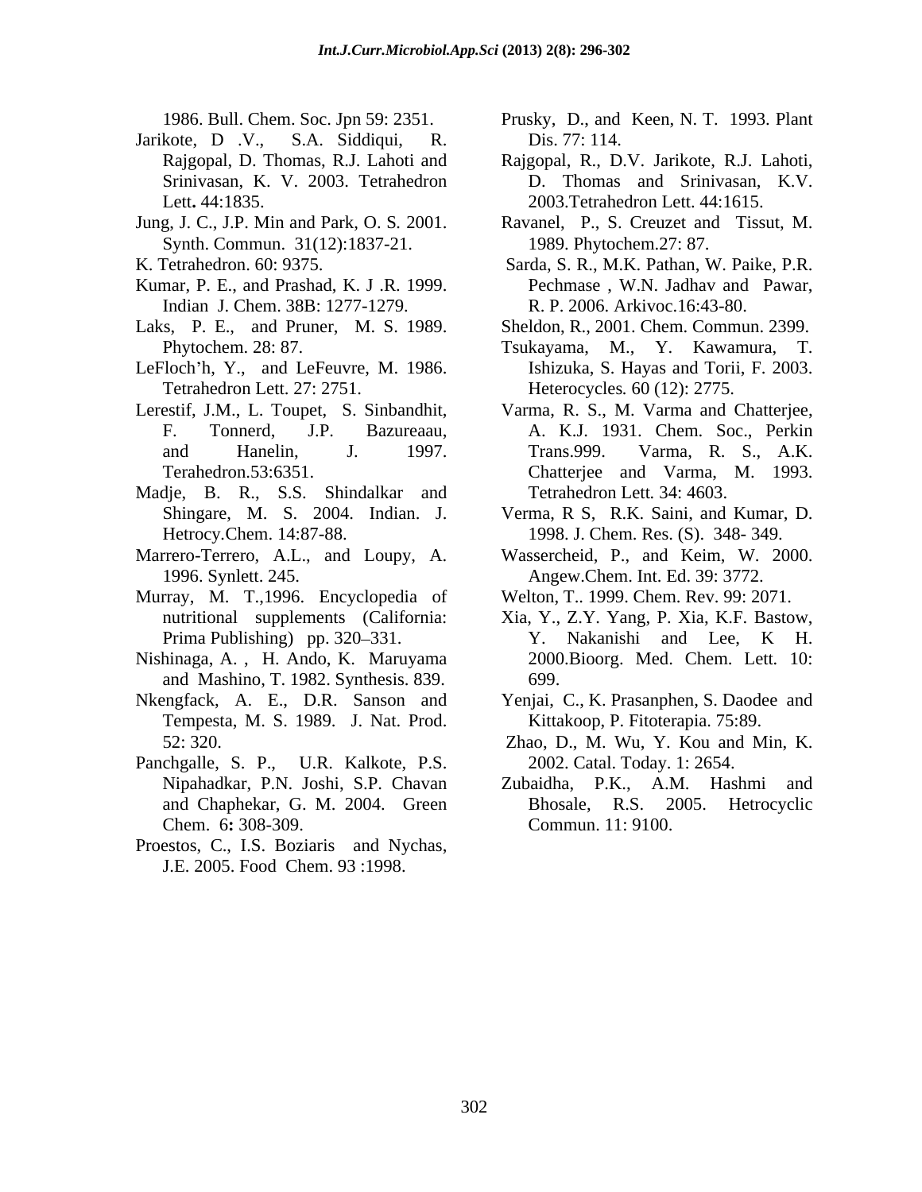1986. Bull. Chem. Soc. Jpn 59: 2351.

Jarikote, D .V., S.A. Siddiqui, R. Rajgopal, D. Thomas, R.J. Lahoti and Srinivasan, K. V. 2003. Tetrahedron Lett**.** 44:1835.

Jung, J. C., J.P. Min and Park, O. S. 2001. Synth. Commun. 31(12):1837-21.

K. Tetrahedron. 60: 9375.

Kumar, P. E., and Prashad, K. J .R. 1999. Indian J. Chem. 38B: 1277-1279.

Laks, P. E., and Pruner, M. S. 1989. Phytochem. 28: 87.

LeFloch'h, Y., and LeFeuvre, M. 1986. Tetrahedron Lett. 27: 2751.

Lerestif, J.M., L. Toupet, S. Sinbandhit, F. Tonnerd, J.P. Bazureaau, and Hanelin, J. 1997. Terahedron.53:6351.

Madje, B. R., S.S. Shindalkar and Shingare, M. S. 2004. Indian. J. Hetrocy.Chem. 14:87-88.

Marrero-Terrero, A.L., and Loupy, A. 1996. Synlett. 245.

Murray, M. T.,1996. Encyclopedia of nutritional supplements (California: Prima Publishing) pp. 320–331.

Nishinaga, A. , H. Ando, K. Maruyama and Mashino, T. 1982. Synthesis. 839.

Nkengfack, A. E., D.R. Sanson and Tempesta, M. S. 1989. J. Nat. Prod. 52: 320.

Panchgalle, S. P., U.R. Kalkote, P.S. Nipahadkar, P.N. Joshi, S.P. Chavan and Chaphekar, G. M. 2004. Green Chem. 6**:** 308-309.

Proestos, C., I.S. Boziaris and Nychas, J.E. 2005. Food Chem. 93 :1998.

Prusky, D., and Keen, N. T. 1993. Plant Dis. 77: 114.

Rajgopal, R., D.V. Jarikote, R.J. Lahoti, D. Thomas and Srinivasan, K.V. 2003.Tetrahedron Lett. 44:1615.

Ravanel, P., S. Creuzet and Tissut, M. 1989. Phytochem.27: 87.

Sarda, S. R., M.K. Pathan, W. Paike, P.R. Pechmase , W.N. Jadhav and Pawar, R. P. 2006. Arkivoc.16:43-80.

Sheldon, R., 2001. Chem. Commun. 2399.

Tsukayama, M., Y. Kawamura, T. Ishizuka, S. Hayas and Torii, F. 2003. Heterocycles*.* 60 (12): 2775.

Varma, R. S., M. Varma and Chatterjee, A. K.J. 1931. Chem. Soc., Perkin Trans.999. Varma, R. S., A.K. Chatterjee and Varma, M. 1993. Tetrahedron Lett*.* 34: 4603.

Verma, R S, R.K. Saini, and Kumar, D. 1998. J. Chem. Res. (S). 348- 349.

Wassercheid, P., and Keim, W. 2000. Angew.Chem. Int. Ed. 39: 3772.

Welton, T.. 1999. Chem. Rev. 99: 2071.

Xia, Y., Z.Y. Yang, P. Xia, K.F. Bastow, Y. Nakanishi and Lee, K H. 2000.Bioorg. Med. Chem. Lett*.* 10: 699.

Yenjai, C., K. Prasanphen, S. Daodee and Kittakoop, P. Fitoterapia. 75:89.

Zhao, D., M. Wu, Y. Kou and Min, K. 2002. Catal. Today. 1: 2654.

Zubaidha, P.K., A.M. Hashmi and Bhosale, R.S. 2005. Hetrocyclic Commun. 11: 9100.